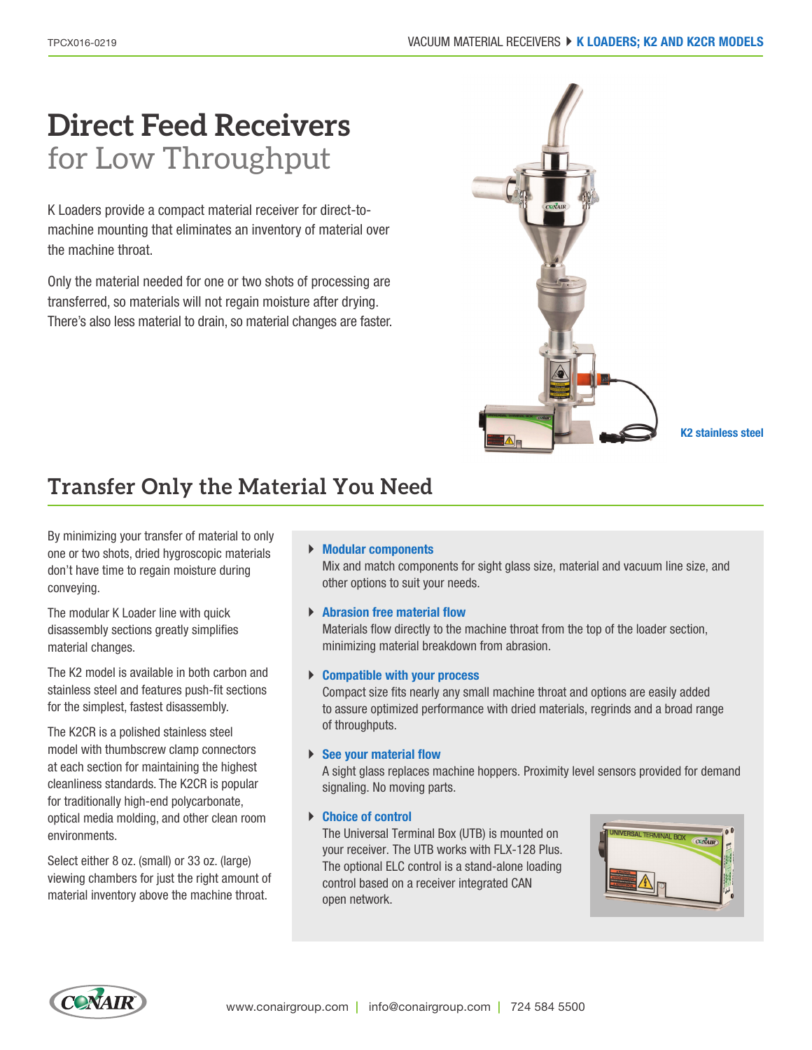# Direct Feed Receivers for Low Throughput

K Loaders provide a compact material receiver for direct-to-machine mounting that eliminates an inventory of material over the machine throat.

Only the material needed for one or two shots of processing are transferred, so materials will not regain moisture after drying. There's also less material to drain, so material changes are faster.

K2 stainless steel

## Transfer Only the Material You Need

By minimizing your transfer of material to only one or two shots, dried hygroscopic materials don't have time to regain moisture during conveying.

The modular K Loader line with quick disassembly sections greatly simplifies material changes.

The K2 model is available in both carbon and stainless steel and features push-fit sections for the simplest, fastest disassembly.

The K2CR is a polished stainless steel model with thumbscrew clamp connectors at each section for maintaining the highest cleanliness standards. The K2CR is popular for traditionally high-end polycarbonate, optical media molding, and other clean room environments.

Select either 8 oz. (small) or 33 oz. (large) viewing chambers for just the right amount of material inventory above the machine throat.

- **Modular components**
  Mix and match components for sight glass size, material and vacuum line size, and other options to suit your needs.

- **Abrasion free material flow**
  Materials flow directly to the machine throat from the top of the loader section, minimizing material breakdown from abrasion.

- **Compatible with your process**
  Compact size fits nearly any small machine throat and options are easily added to assure optimized performance with dried materials, regrinds and a broad range of throughputs.

- **See your material flow**
  A sight glass replaces machine hoppers. Proximity level sensors provided for demand signaling. No moving parts.

- **Choice of control**
  The Universal Terminal Box (UTB) is mounted on your receiver. The UTB works with FLX-128 Plus. The optional ELC control is a stand-alone loading control based on a receiver integrated CAN open network.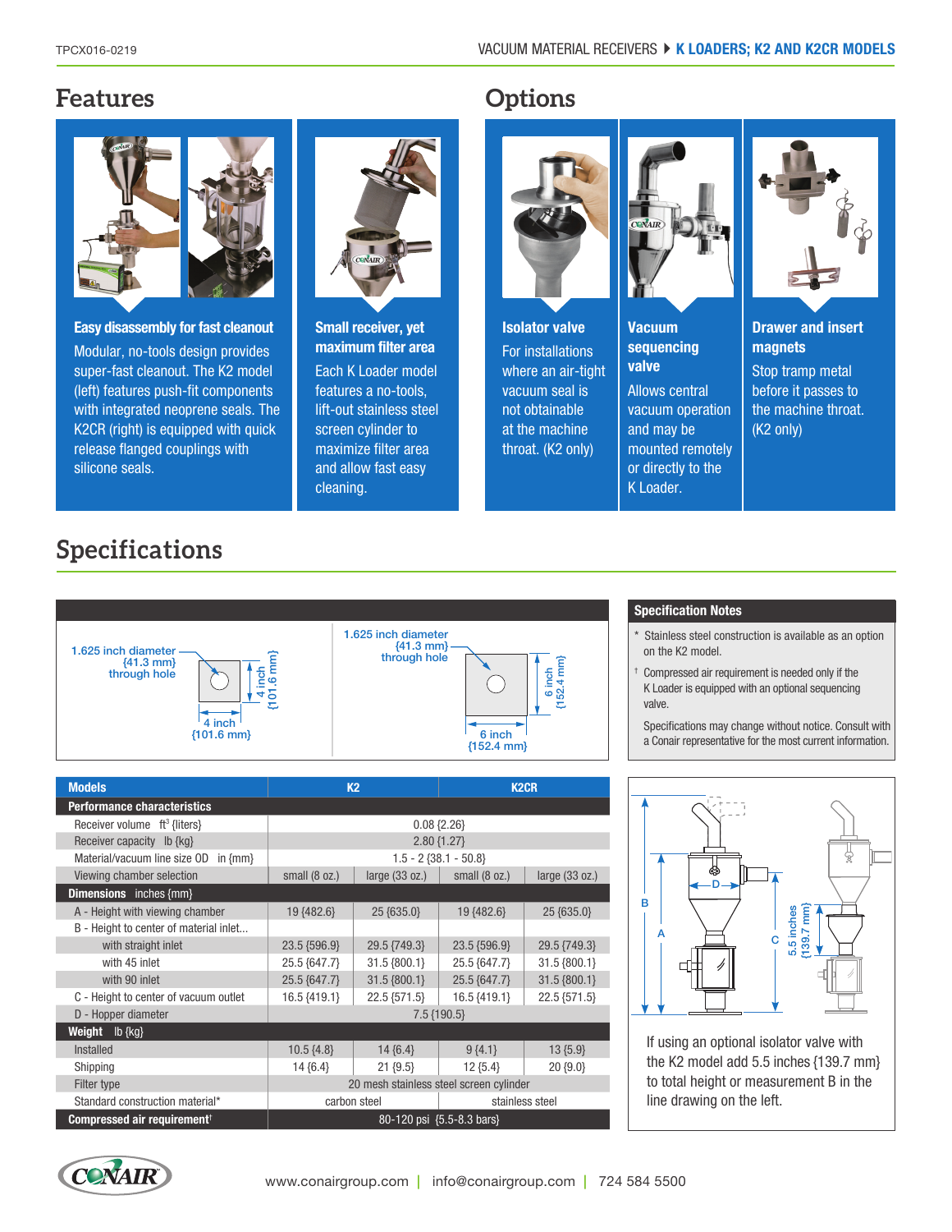## Features

**Easy disassembly for fast cleanout**

Modular, no-tools design provides super-fast cleanout. The K2 model (left) features push-fit components with integrated neoprene seals. The K2CR (right) is equipped with quick release flanged couplings with silicone seals.

**Small receiver, yet maximum filter area**

Each K Loader model features a no-tools, lift-out stainless steel screen cylinder to maximize filter area and allow fast easy cleaning.

## Options

**Isolator valve**

For installations where an air-tight vacuum seal is not obtainable at the machine throat. (K2 only)

**Vacuum sequencing valve**

Allows central vacuum operation and may be mounted remotely or directly to the K Loader.

**Drawer and insert magnets**

Stop tramp metal before it passes to the machine throat. (K2 only)

## Specifications

1.625 inch diameter {41.3 mm} through hole

4 inch {101.6 mm}

4 inch {101.6 mm}

1.625 inch diameter {41.3 mm} through hole

6 inch {152.4 mm}

6 inch {152.4 mm}

| Models | K2 | | K2CR | |
|---|---|---|---|---|
| **Performance characteristics** | | | | |
| Receiver volume ft$^3$ {liters} | 0.08 {2.26} | | | |
| Receiver capacity lb {kg} | 2.80 {1.27} | | | |
| Material/vacuum line size OD in {mm} | 1.5 - 2 {38.1 - 50.8} | | | |
| Viewing chamber selection | small (8 oz.) | large (33 oz.) | small (8 oz.) | large (33 oz.) |
| **Dimensions** inches {mm} | | | | |
| A - Height with viewing chamber | 19 {482.6} | 25 {635.0} | 19 {482.6} | 25 {635.0} |
| B - Height to center of material inlet... | | | | |
| with straight inlet | 23.5 {596.9} | 29.5 {749.3} | 23.5 {596.9} | 29.5 {749.3} |
| with 45 inlet | 25.5 {647.7} | 31.5 {800.1} | 25.5 {647.7} | 31.5 {800.1} |
| with 90 inlet | 25.5 {647.7} | 31.5 {800.1} | 25.5 {647.7} | 31.5 {800.1} |
| C - Height to center of vacuum outlet | 16.5 {419.1} | 22.5 {571.5} | 16.5 {419.1} | 22.5 {571.5} |
| D - Hopper diameter | 7.5 {190.5} | | | |
| **Weight** lb {kg} | | | | |
| Installed | 10.5 {4.8} | 14 {6.4} | 9 {4.1} | 13 {5.9} |
| Shipping | 14 {6.4} | 21 {9.5} | 12 {5.4} | 20 {9.0} |
| Filter type | 20 mesh stainless steel screen cylinder | | | |
| Standard construction material* | carbon steel | | stainless steel | |
| **Compressed air requirement**† | 80-120 psi {5.5-8.3 bars} | | | |

### Specification Notes

\* Stainless steel construction is available as an option on the K2 model.

† Compressed air requirement is needed only if the K Loader is equipped with an optional sequencing valve.

Specifications may change without notice. Consult with a Conair representative for the most current information.

D

B

A

C

5.5 inches {139.7 mm}

If using an optional isolator valve with the K2 model add 5.5 inches {139.7 mm} to total height or measurement B in the line drawing on the left.

www.conairgroup.com | info@conairgroup.com | 724 584 5500